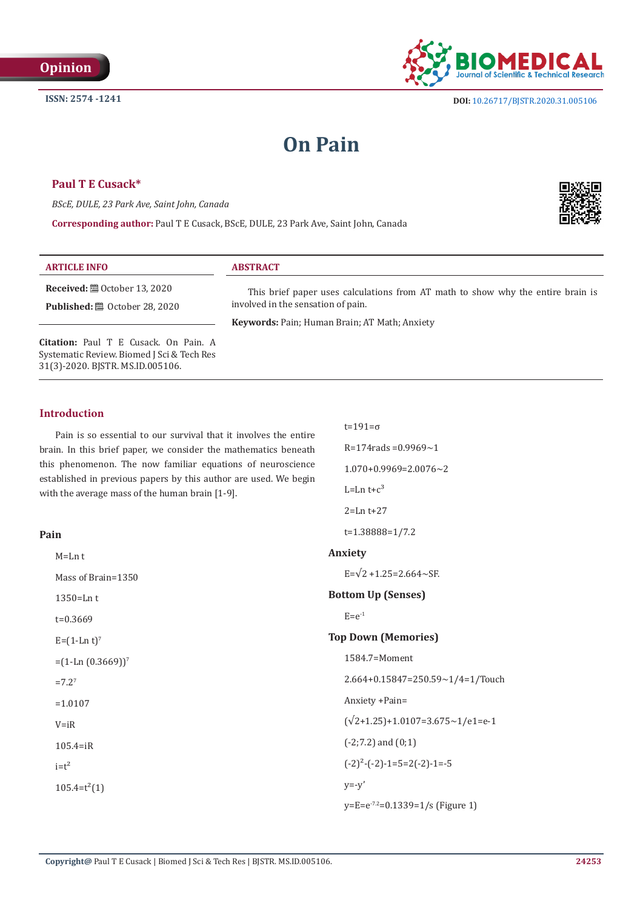Opinion

ISSN: 2574 -1241

DOI: 10.26717/BJSTR.2020.31.005106

# On Pain

**Paul T E Cusack***

*BScE, DULE, 23 Park Ave, Saint John, Canada*

**Corresponding author:** Paul T E Cusack, BScE, DULE, 23 Park Ave, Saint John, Canada

**ARTICLE INFO**

**Received:** October 13, 2020

**Published:** October 28, 2020

**Citation:** Paul T E Cusack. On Pain. A Systematic Review. Biomed J Sci & Tech Res 31(3)-2020. BJSTR. MS.ID.005106.

**ABSTRACT**

This brief paper uses calculations from AT math to show why the entire brain is involved in the sensation of pain.

**Keywords:** Pain; Human Brain; AT Math; Anxiety

## Introduction

Pain is so essential to our survival that it involves the entire brain. In this brief paper, we consider the mathematics beneath this phenomenon. The now familiar equations of neuroscience established in previous papers by this author are used. We begin with the average mass of the human brain [1-9].

### Pain

M=Ln t

Mass of Brain=1350

1350=Ln t

t=0.3669

$E=(1-\text{Ln } t)^7$

$=(1-\text{Ln }(0.3669))^7$

$=7.2^7$

=1.0107

V=iR

105.4=iR

$i=t^2$

$105.4=t^2(1)$

t=191=σ

R=174rads =0.9969~1

1.070+0.9969=2.0076~2

$L=\text{Ln } t+c^3$

2=Ln t+27

t=1.38888=1/7.2

### Anxiety

$E=\sqrt{2}+1.25=2.664\sim SF.$

### Bottom Up (Senses)

$E=e^{-1}$

### Top Down (Memories)

1584.7=Moment

2.664+0.15847=250.59~1/4=1/Touch

Anxiety +Pain=

$(\sqrt{2}+1.25)+1.0107=3.675\sim 1/e1=e-1$

(-2;7.2) and (0;1)

$(-2)^2-(-2)-1=5=2(-2)-1=-5$

y=-y'

$y=E=e^{-7.2}=0.1339=1/s$ (Figure 1)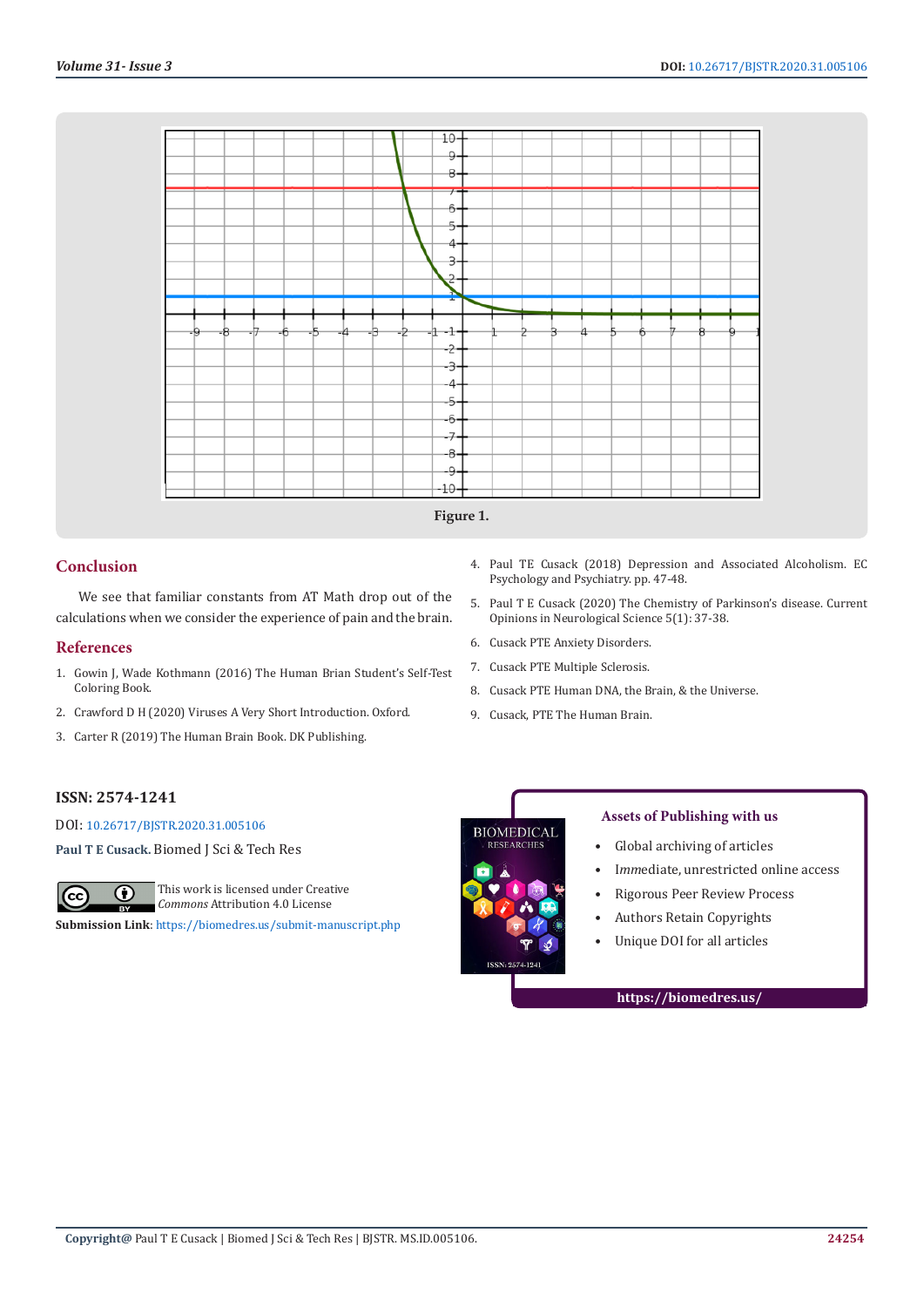10
9
8
7
6
5
4
3
2
1
-1
-2
-3
-4
-5
-6
-7
-8
-9
-10
-9 -8 -7 -6 -5 -4 -3 -2 -1 1 2 3 4 5 6 7 8 9 1

Figure 1.

## Conclusion

We see that familiar constants from AT Math drop out of the calculations when we consider the experience of pain and the brain.

## References

1. Gowin J, Wade Kothmann (2016) The Human Brian Student's Self-Test Coloring Book.
2. Crawford D H (2020) Viruses A Very Short Introduction. Oxford.
3. Carter R (2019) The Human Brain Book. DK Publishing.
4. Paul TE Cusack (2018) Depression and Associated Alcoholism. EC Psychology and Psychiatry. pp. 47-48.
5. Paul T E Cusack (2020) The Chemistry of Parkinson's disease. Current Opinions in Neurological Science 5(1): 37-38.
6. Cusack PTE Anxiety Disorders.
7. Cusack PTE Multiple Sclerosis.
8. Cusack PTE Human DNA, the Brain, & the Universe.
9. Cusack, PTE The Human Brain.

**ISSN: 2574-1241**

DOI: 10.26717/BJSTR.2020.31.005106

**Paul T E Cusack.** Biomed J Sci & Tech Res

This work is licensed under Creative *Commons* Attribution 4.0 License

**Submission Link**: https://biomedres.us/submit-manuscript.php

BIOMEDICAL RESEARCHES

ISSN: 2574-1241

### Assets of Publishing with us

- Global archiving of articles
- Immediate, unrestricted online access
- Rigorous Peer Review Process
- Authors Retain Copyrights
- Unique DOI for all articles

**https://biomedres.us/**